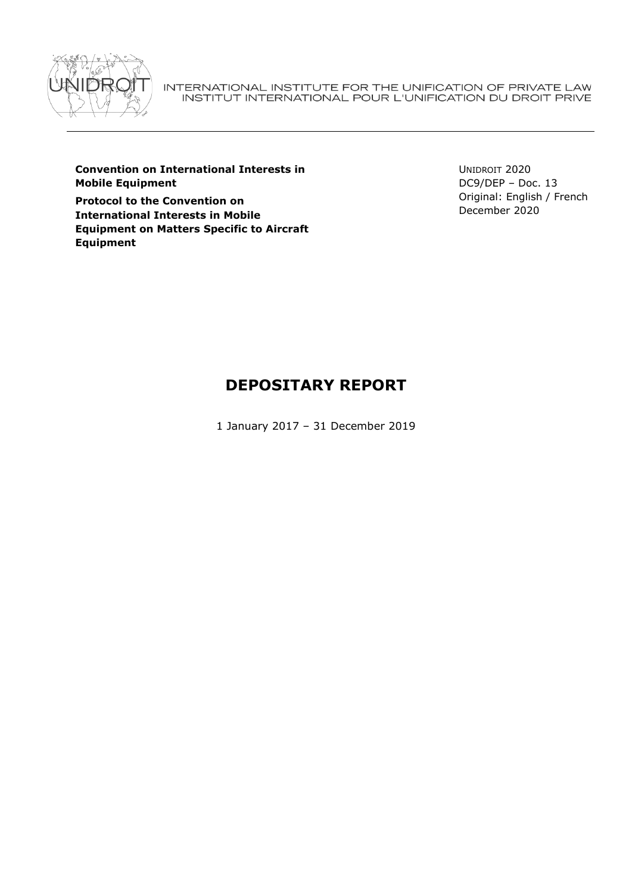INTERNATIONAL INSTITUTE FOR THE UNIFICATION OF PRIVATE LAW
INSTITUT INTERNATIONAL POUR L'UNIFICATION DU DROIT PRIVE

**Convention on International Interests in Mobile Equipment**

**Protocol to the Convention on International Interests in Mobile Equipment on Matters Specific to Aircraft Equipment**

UNIDROIT 2020
DC9/DEP – Doc. 13
Original: English / French
December 2020

# DEPOSITARY REPORT

1 January 2017 – 31 December 2019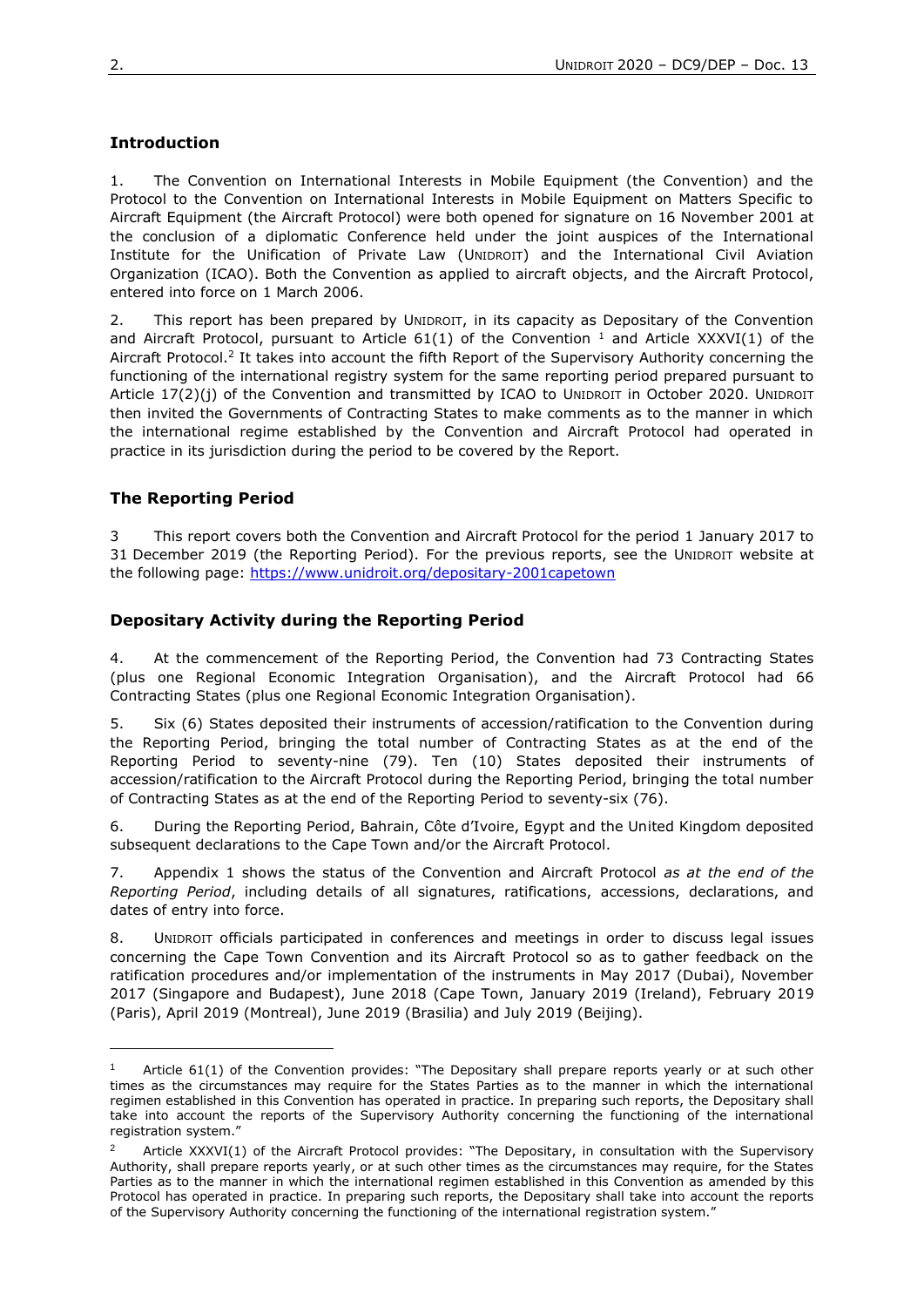## Introduction

1. The Convention on International Interests in Mobile Equipment (the Convention) and the Protocol to the Convention on International Interests in Mobile Equipment on Matters Specific to Aircraft Equipment (the Aircraft Protocol) were both opened for signature on 16 November 2001 at the conclusion of a diplomatic Conference held under the joint auspices of the International Institute for the Unification of Private Law (UNIDROIT) and the International Civil Aviation Organization (ICAO). Both the Convention as applied to aircraft objects, and the Aircraft Protocol, entered into force on 1 March 2006.

2. This report has been prepared by UNIDROIT, in its capacity as Depositary of the Convention and Aircraft Protocol, pursuant to Article 61(1) of the Convention [1] and Article XXXVI(1) of the Aircraft Protocol.[2] It takes into account the fifth Report of the Supervisory Authority concerning the functioning of the international registry system for the same reporting period prepared pursuant to Article 17(2)(j) of the Convention and transmitted by ICAO to UNIDROIT in October 2020. UNIDROIT then invited the Governments of Contracting States to make comments as to the manner in which the international regime established by the Convention and Aircraft Protocol had operated in practice in its jurisdiction during the period to be covered by the Report.

## The Reporting Period

3 This report covers both the Convention and Aircraft Protocol for the period 1 January 2017 to 31 December 2019 (the Reporting Period). For the previous reports, see the UNIDROIT website at the following page: https://www.unidroit.org/depositary-2001capetown

## Depositary Activity during the Reporting Period

4. At the commencement of the Reporting Period, the Convention had 73 Contracting States (plus one Regional Economic Integration Organisation), and the Aircraft Protocol had 66 Contracting States (plus one Regional Economic Integration Organisation).

5. Six (6) States deposited their instruments of accession/ratification to the Convention during the Reporting Period, bringing the total number of Contracting States as at the end of the Reporting Period to seventy-nine (79). Ten (10) States deposited their instruments of accession/ratification to the Aircraft Protocol during the Reporting Period, bringing the total number of Contracting States as at the end of the Reporting Period to seventy-six (76).

6. During the Reporting Period, Bahrain, Côte d'Ivoire, Egypt and the United Kingdom deposited subsequent declarations to the Cape Town and/or the Aircraft Protocol.

7. Appendix 1 shows the status of the Convention and Aircraft Protocol *as at the end of the Reporting Period*, including details of all signatures, ratifications, accessions, declarations, and dates of entry into force.

8. UNIDROIT officials participated in conferences and meetings in order to discuss legal issues concerning the Cape Town Convention and its Aircraft Protocol so as to gather feedback on the ratification procedures and/or implementation of the instruments in May 2017 (Dubai), November 2017 (Singapore and Budapest), June 2018 (Cape Town, January 2019 (Ireland), February 2019 (Paris), April 2019 (Montreal), June 2019 (Brasilia) and July 2019 (Beijing).

---

[1] Article 61(1) of the Convention provides: "The Depositary shall prepare reports yearly or at such other times as the circumstances may require for the States Parties as to the manner in which the international regimen established in this Convention has operated in practice. In preparing such reports, the Depositary shall take into account the reports of the Supervisory Authority concerning the functioning of the international registration system."

[2] Article XXXVI(1) of the Aircraft Protocol provides: "The Depositary, in consultation with the Supervisory Authority, shall prepare reports yearly, or at such other times as the circumstances may require, for the States Parties as to the manner in which the international regimen established in this Convention as amended by this Protocol has operated in practice. In preparing such reports, the Depositary shall take into account the reports of the Supervisory Authority concerning the functioning of the international registration system."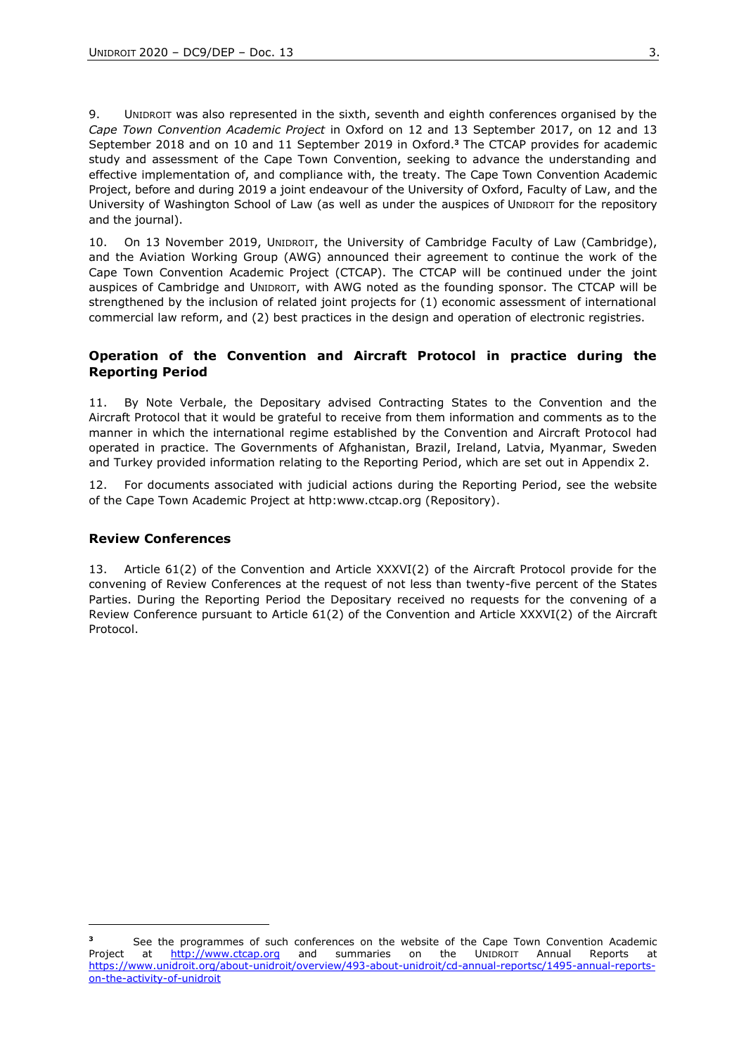9. UNIDROIT was also represented in the sixth, seventh and eighth conferences organised by the *Cape Town Convention Academic Project* in Oxford on 12 and 13 September 2017, on 12 and 13 September 2018 and on 10 and 11 September 2019 in Oxford.[3] The CTCAP provides for academic study and assessment of the Cape Town Convention, seeking to advance the understanding and effective implementation of, and compliance with, the treaty. The Cape Town Convention Academic Project, before and during 2019 a joint endeavour of the University of Oxford, Faculty of Law, and the University of Washington School of Law (as well as under the auspices of UNIDROIT for the repository and the journal).

10. On 13 November 2019, UNIDROIT, the University of Cambridge Faculty of Law (Cambridge), and the Aviation Working Group (AWG) announced their agreement to continue the work of the Cape Town Convention Academic Project (CTCAP). The CTCAP will be continued under the joint auspices of Cambridge and UNIDROIT, with AWG noted as the founding sponsor. The CTCAP will be strengthened by the inclusion of related joint projects for (1) economic assessment of international commercial law reform, and (2) best practices in the design and operation of electronic registries.

### Operation of the Convention and Aircraft Protocol in practice during the Reporting Period

11. By Note Verbale, the Depositary advised Contracting States to the Convention and the Aircraft Protocol that it would be grateful to receive from them information and comments as to the manner in which the international regime established by the Convention and Aircraft Protocol had operated in practice. The Governments of Afghanistan, Brazil, Ireland, Latvia, Myanmar, Sweden and Turkey provided information relating to the Reporting Period, which are set out in Appendix 2.

12. For documents associated with judicial actions during the Reporting Period, see the website of the Cape Town Academic Project at http:www.ctcap.org (Repository).

### Review Conferences

13. Article 61(2) of the Convention and Article XXXVI(2) of the Aircraft Protocol provide for the convening of Review Conferences at the request of not less than twenty-five percent of the States Parties. During the Reporting Period the Depositary received no requests for the convening of a Review Conference pursuant to Article 61(2) of the Convention and Article XXXVI(2) of the Aircraft Protocol.

---

[3] See the programmes of such conferences on the website of the Cape Town Convention Academic Project at http://www.ctcap.org and summaries on the UNIDROIT Annual Reports at https://www.unidroit.org/about-unidroit/overview/493-about-unidroit/cd-annual-reportsc/1495-annual-reports-on-the-activity-of-unidroit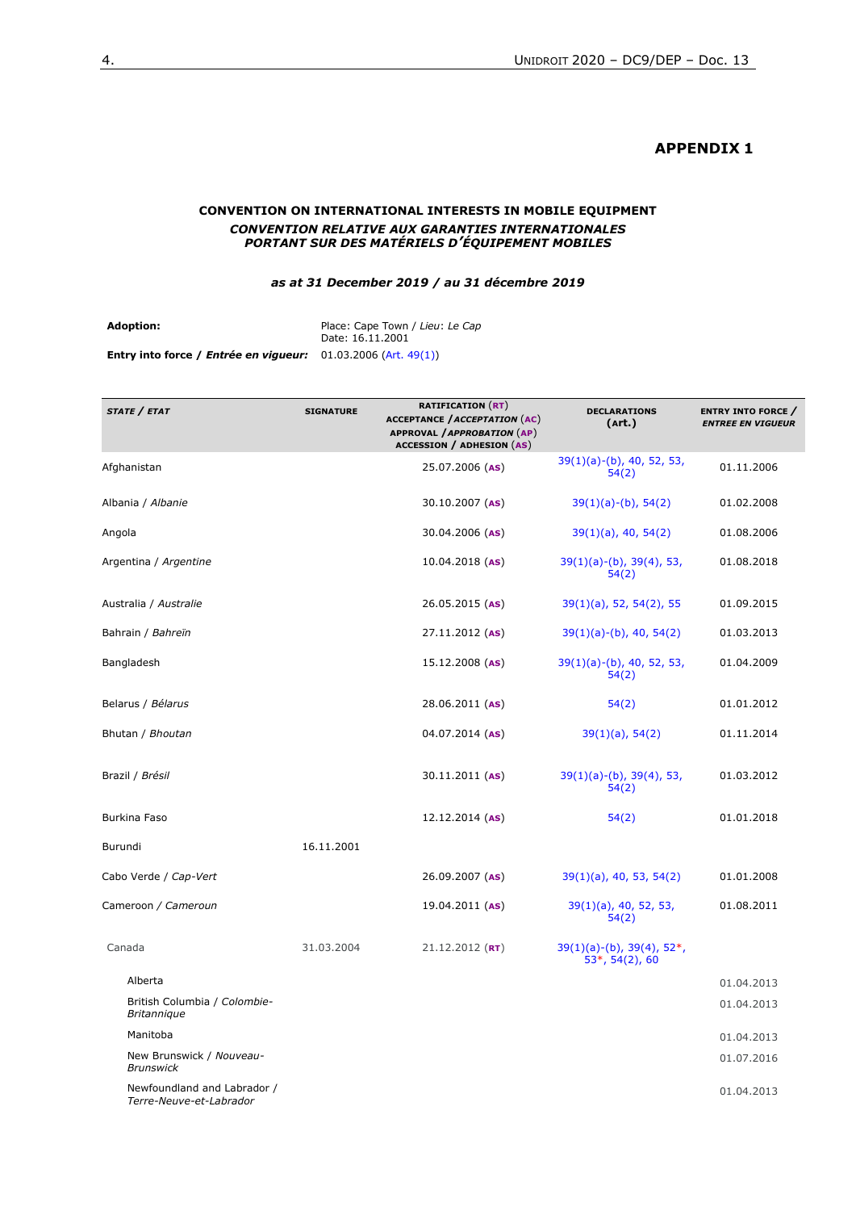## APPENDIX 1

### CONVENTION ON INTERNATIONAL INTERESTS IN MOBILE EQUIPMENT
### *CONVENTION RELATIVE AUX GARANTIES INTERNATIONALES PORTANT SUR DES MATÉRIELS D'ÉQUIPEMENT MOBILES*

***as at 31 December 2019 / au 31 décembre 2019***

**Adoption:** Place: Cape Town / *Lieu*: *Le Cap*
Date: 16.11.2001

**Entry into force / *Entrée en vigueur:*** 01.03.2006 (Art. 49(1))

| STATE / *ETAT* | SIGNATURE | RATIFICATION (RT) ACCEPTANCE / *ACCEPTATION* (AC) APPROVAL / *APPROBATION* (AP) ACCESSION / ADHESION (AS) | DECLARATIONS (art.) | ENTRY INTO FORCE / *ENTREE EN VIGUEUR* |
|---|---|---|---|---|
| Afghanistan | | 25.07.2006 (AS) | 39(1)(a)-(b), 40, 52, 53, 54(2) | 01.11.2006 |
| Albania / *Albanie* | | 30.10.2007 (AS) | 39(1)(a)-(b), 54(2) | 01.02.2008 |
| Angola | | 30.04.2006 (AS) | 39(1)(a), 40, 54(2) | 01.08.2006 |
| Argentina / *Argentine* | | 10.04.2018 (AS) | 39(1)(a)-(b), 39(4), 53, 54(2) | 01.08.2018 |
| Australia / *Australie* | | 26.05.2015 (AS) | 39(1)(a), 52, 54(2), 55 | 01.09.2015 |
| Bahrain / *Bahreïn* | | 27.11.2012 (AS) | 39(1)(a)-(b), 40, 54(2) | 01.03.2013 |
| Bangladesh | | 15.12.2008 (AS) | 39(1)(a)-(b), 40, 52, 53, 54(2) | 01.04.2009 |
| Belarus / *Bélarus* | | 28.06.2011 (AS) | 54(2) | 01.01.2012 |
| Bhutan / *Bhoutan* | | 04.07.2014 (AS) | 39(1)(a), 54(2) | 01.11.2014 |
| Brazil / *Brésil* | | 30.11.2011 (AS) | 39(1)(a)-(b), 39(4), 53, 54(2) | 01.03.2012 |
| Burkina Faso | | 12.12.2014 (AS) | 54(2) | 01.01.2018 |
| Burundi | 16.11.2001 | | | |
| Cabo Verde / *Cap-Vert* | | 26.09.2007 (AS) | 39(1)(a), 40, 53, 54(2) | 01.01.2008 |
| Cameroon / *Cameroun* | | 19.04.2011 (AS) | 39(1)(a), 40, 52, 53, 54(2) | 01.08.2011 |
| Canada | 31.03.2004 | 21.12.2012 (RT) | 39(1)(a)-(b), 39(4), 52*, 53*, 54(2), 60 | |
| Alberta | | | | 01.04.2013 |
| British Columbia / *Colombie-Britannique* | | | | 01.04.2013 |
| Manitoba | | | | 01.04.2013 |
| New Brunswick / *Nouveau-Brunswick* | | | | 01.07.2016 |
| Newfoundland and Labrador / *Terre-Neuve-et-Labrador* | | | | 01.04.2013 |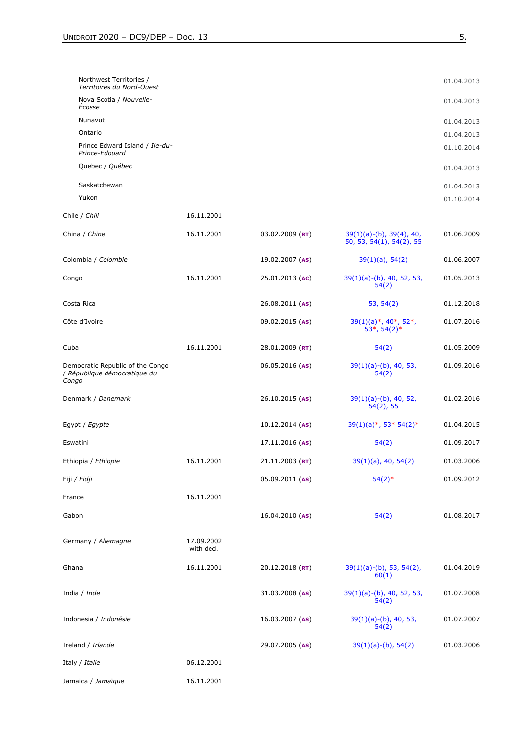| | | | | |
|---|---|---|---|---|
| Northwest Territories / *Territoires du Nord-Ouest* | | | | 01.04.2013 |
| Nova Scotia / *Nouvelle-Écosse* | | | | 01.04.2013 |
| Nunavut | | | | 01.04.2013 |
| Ontario | | | | 01.04.2013 |
| Prince Edward Island / *Ile-du-Prince-Edouard* | | | | 01.10.2014 |
| Quebec / *Québec* | | | | 01.04.2013 |
| Saskatchewan | | | | 01.04.2013 |
| Yukon | | | | 01.10.2014 |
| Chile / *Chili* | 16.11.2001 | | | |
| China / *Chine* | 16.11.2001 | 03.02.2009 (**RT**) | 39(1)(a)-(b), 39(4), 40, 50, 53, 54(1), 54(2), 55 | 01.06.2009 |
| Colombia / *Colombie* | | 19.02.2007 (**AS**) | 39(1)(a), 54(2) | 01.06.2007 |
| Congo | 16.11.2001 | 25.01.2013 (**AC**) | 39(1)(a)-(b), 40, 52, 53, 54(2) | 01.05.2013 |
| Costa Rica | | 26.08.2011 (**AS**) | 53, 54(2) | 01.12.2018 |
| Côte d'Ivoire | | 09.02.2015 (**AS**) | 39(1)(a)*, 40*, 52*, 53*, 54(2)* | 01.07.2016 |
| Cuba | 16.11.2001 | 28.01.2009 (**RT**) | 54(2) | 01.05.2009 |
| Democratic Republic of the Congo / *République démocratique du Congo* | | 06.05.2016 (**AS**) | 39(1)(a)-(b), 40, 53, 54(2) | 01.09.2016 |
| Denmark / *Danemark* | | 26.10.2015 (**AS**) | 39(1)(a)-(b), 40, 52, 54(2), 55 | 01.02.2016 |
| Egypt / *Egypte* | | 10.12.2014 (**AS**) | 39(1)(a)*, 53* 54(2)* | 01.04.2015 |
| Eswatini | | 17.11.2016 (**AS**) | 54(2) | 01.09.2017 |
| Ethiopia / *Ethiopie* | 16.11.2001 | 21.11.2003 (**RT**) | 39(1)(a), 40, 54(2) | 01.03.2006 |
| Fiji / *Fidji* | | 05.09.2011 (**AS**) | 54(2)* | 01.09.2012 |
| France | 16.11.2001 | | | |
| Gabon | | 16.04.2010 (**AS**) | 54(2) | 01.08.2017 |
| Germany / *Allemagne* | 17.09.2002 with decl. | | | |
| Ghana | 16.11.2001 | 20.12.2018 (**RT**) | 39(1)(a)-(b), 53, 54(2), 60(1) | 01.04.2019 |
| India / *Inde* | | 31.03.2008 (**AS**) | 39(1)(a)-(b), 40, 52, 53, 54(2) | 01.07.2008 |
| Indonesia / *Indonésie* | | 16.03.2007 (**AS**) | 39(1)(a)-(b), 40, 53, 54(2) | 01.07.2007 |
| Ireland / *Irlande* | | 29.07.2005 (**AS**) | 39(1)(a)-(b), 54(2) | 01.03.2006 |
| Italy / *Italie* | 06.12.2001 | | | |
| Jamaica / *Jamaïque* | 16.11.2001 | | | |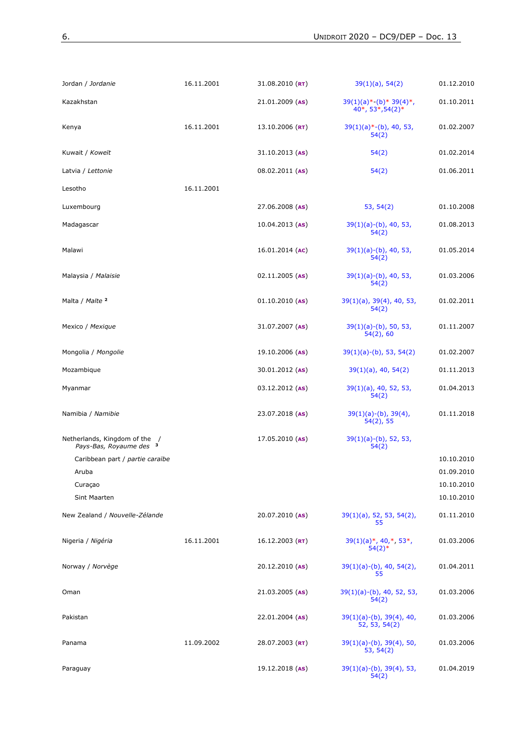| | | | | |
|---|---|---|---|---|
| Jordan / *Jordanie* | 16.11.2001 | 31.08.2010 (**RT**) | 39(1)(a), 54(2) | 01.12.2010 |
| Kazakhstan | | 21.01.2009 (**AS**) | 39(1)(a)*-(b)* 39(4)*, 40*, 53*,54(2)* | 01.10.2011 |
| Kenya | 16.11.2001 | 13.10.2006 (**RT**) | 39(1)(a)*-(b), 40, 53, 54(2) | 01.02.2007 |
| Kuwait / *Koweït* | | 31.10.2013 (**AS**) | 54(2) | 01.02.2014 |
| Latvia / *Lettonie* | | 08.02.2011 (**AS**) | 54(2) | 01.06.2011 |
| Lesotho | 16.11.2001 | | | |
| Luxembourg | | 27.06.2008 (**AS**) | 53, 54(2) | 01.10.2008 |
| Madagascar | | 10.04.2013 (**AS**) | 39(1)(a)-(b), 40, 53, 54(2) | 01.08.2013 |
| Malawi | | 16.01.2014 (**AC**) | 39(1)(a)-(b), 40, 53, 54(2) | 01.05.2014 |
| Malaysia / *Malaisie* | | 02.11.2005 (**AS**) | 39(1)(a)-(b), 40, 53, 54(2) | 01.03.2006 |
| Malta / *Malte* [2] | | 01.10.2010 (**AS**) | 39(1)(a), 39(4), 40, 53, 54(2) | 01.02.2011 |
| Mexico / *Mexique* | | 31.07.2007 (**AS**) | 39(1)(a)-(b), 50, 53, 54(2), 60 | 01.11.2007 |
| Mongolia / *Mongolie* | | 19.10.2006 (**AS**) | 39(1)(a)-(b), 53, 54(2) | 01.02.2007 |
| Mozambique | | 30.01.2012 (**AS**) | 39(1)(a), 40, 54(2) | 01.11.2013 |
| Myanmar | | 03.12.2012 (**AS**) | 39(1)(a), 40, 52, 53, 54(2) | 01.04.2013 |
| Namibia / *Namibie* | | 23.07.2018 (**AS**) | 39(1)(a)-(b), 39(4), 54(2), 55 | 01.11.2018 |
| Netherlands, Kingdom of the / *Pays-Bas, Royaume des* [3] | | 17.05.2010 (**AS**) | 39(1)(a)-(b), 52, 53, 54(2) | |
| Caribbean part / *partie caraïbe* | | | | 10.10.2010 |
| Aruba | | | | 01.09.2010 |
| Curaçao | | | | 10.10.2010 |
| Sint Maarten | | | | 10.10.2010 |
| New Zealand / *Nouvelle-Zélande* | | 20.07.2010 (**AS**) | 39(1)(a), 52, 53, 54(2), 55 | 01.11.2010 |
| Nigeria / *Nigéria* | 16.11.2001 | 16.12.2003 (**RT**) | 39(1)(a)*, 40,*, 53*, 54(2)* | 01.03.2006 |
| Norway / *Norvège* | | 20.12.2010 (**AS**) | 39(1)(a)-(b), 40, 54(2), 55 | 01.04.2011 |
| Oman | | 21.03.2005 (**AS**) | 39(1)(a)-(b), 40, 52, 53, 54(2) | 01.03.2006 |
| Pakistan | | 22.01.2004 (**AS**) | 39(1)(a)-(b), 39(4), 40, 52, 53, 54(2) | 01.03.2006 |
| Panama | 11.09.2002 | 28.07.2003 (**RT**) | 39(1)(a)-(b), 39(4), 50, 53, 54(2) | 01.03.2006 |
| Paraguay | | 19.12.2018 (**AS**) | 39(1)(a)-(b), 39(4), 53, 54(2) | 01.04.2019 |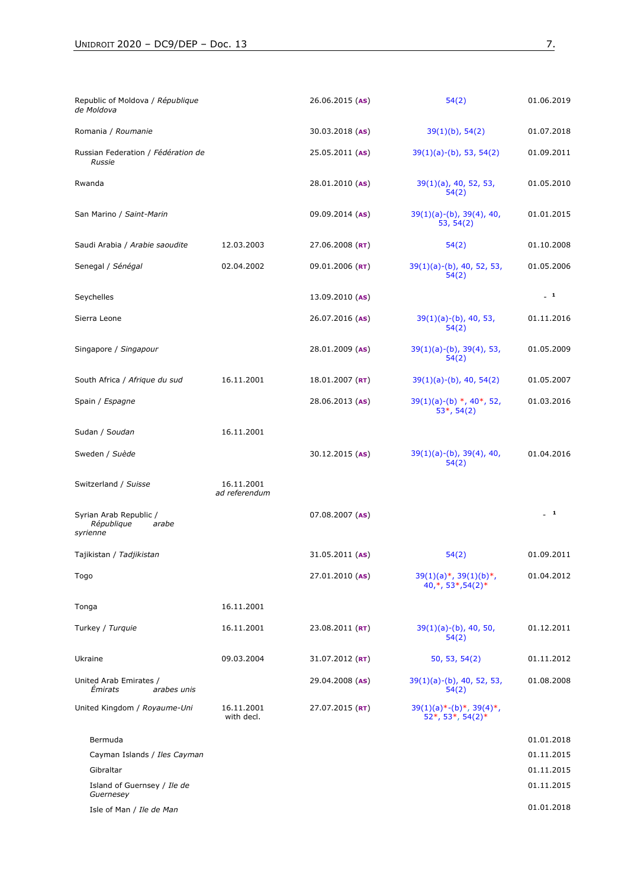| | | | | |
|---|---|---|---|---|
| Republic of Moldova / *République de Moldova* | | 26.06.2015 (AS) | 54(2) | 01.06.2019 |
| Romania / *Roumanie* | | 30.03.2018 (AS) | 39(1)(b), 54(2) | 01.07.2018 |
| Russian Federation / *Fédération de Russie* | | 25.05.2011 (AS) | 39(1)(a)-(b), 53, 54(2) | 01.09.2011 |
| Rwanda | | 28.01.2010 (AS) | 39(1)(a), 40, 52, 53, 54(2) | 01.05.2010 |
| San Marino / *Saint-Marin* | | 09.09.2014 (AS) | 39(1)(a)-(b), 39(4), 40, 53, 54(2) | 01.01.2015 |
| Saudi Arabia / *Arabie saoudite* | 12.03.2003 | 27.06.2008 (RT) | 54(2) | 01.10.2008 |
| Senegal / *Sénégal* | 02.04.2002 | 09.01.2006 (RT) | 39(1)(a)-(b), 40, 52, 53, 54(2) | 01.05.2006 |
| Seychelles | | 13.09.2010 (AS) | | - [1] |
| Sierra Leone | | 26.07.2016 (AS) | 39(1)(a)-(b), 40, 53, 54(2) | 01.11.2016 |
| Singapore / *Singapour* | | 28.01.2009 (AS) | 39(1)(a)-(b), 39(4), 53, 54(2) | 01.05.2009 |
| South Africa / *Afrique du sud* | 16.11.2001 | 18.01.2007 (RT) | 39(1)(a)-(b), 40, 54(2) | 01.05.2007 |
| Spain / *Espagne* | | 28.06.2013 (AS) | 39(1)(a)-(b) *, 40*, 52, 53*, 54(2) | 01.03.2016 |
| Sudan / *Soudan* | 16.11.2001 | | | |
| Sweden / *Suède* | | 30.12.2015 (AS) | 39(1)(a)-(b), 39(4), 40, 54(2) | 01.04.2016 |
| Switzerland / *Suisse* | 16.11.2001 *ad referendum* | | | |
| Syrian Arab Republic / *République arabe syrienne* | | 07.08.2007 (AS) | | - [1] |
| Tajikistan / *Tadjikistan* | | 31.05.2011 (AS) | 54(2) | 01.09.2011 |
| Togo | | 27.01.2010 (AS) | 39(1)(a)*, 39(1)(b)*, 40,*, 53*,54(2)* | 01.04.2012 |
| Tonga | 16.11.2001 | | | |
| Turkey / *Turquie* | 16.11.2001 | 23.08.2011 (RT) | 39(1)(a)-(b), 40, 50, 54(2) | 01.12.2011 |
| Ukraine | 09.03.2004 | 31.07.2012 (RT) | 50, 53, 54(2) | 01.11.2012 |
| United Arab Emirates / *Émirats arabes unis* | | 29.04.2008 (AS) | 39(1)(a)-(b), 40, 52, 53, 54(2) | 01.08.2008 |
| United Kingdom / *Royaume-Uni* | 16.11.2001 with decl. | 27.07.2015 (RT) | 39(1)(a)*-(b)*, 39(4)*, 52*, 53*, 54(2)* | |
| Bermuda | | | | 01.01.2018 |
| Cayman Islands / *Iles Cayman* | | | | 01.11.2015 |
| Gibraltar | | | | 01.11.2015 |
| Island of Guernsey / *Ile de Guernesey* | | | | 01.11.2015 |
| Isle of Man / *Ile de Man* | | | | 01.01.2018 |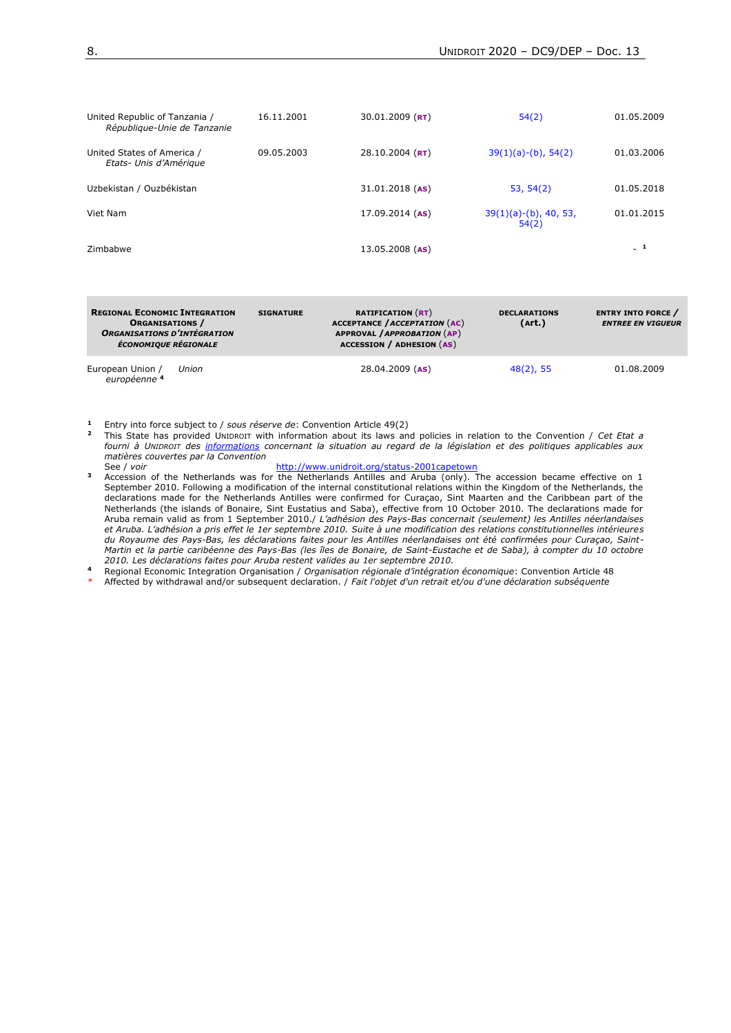| | | | | |
|---|---|---|---|---|
| United Republic of Tanzania / *République-Unie de Tanzanie* | 16.11.2001 | 30.01.2009 (RT) | 54(2) | 01.05.2009 |
| United States of America / *Etats- Unis d'Amérique* | 09.05.2003 | 28.10.2004 (RT) | 39(1)(a)-(b), 54(2) | 01.03.2006 |
| Uzbekistan / Ouzbékistan | | 31.01.2018 (AS) | 53, 54(2) | 01.05.2018 |
| Viet Nam | | 17.09.2014 (AS) | 39(1)(a)-(b), 40, 53, 54(2) | 01.01.2015 |
| Zimbabwe | | 13.05.2008 (AS) | | - [1] |

| **REGIONAL ECONOMIC INTEGRATION ORGANISATIONS /** ***ORGANISATIONS D'INTÉGRATION ÉCONOMIQUE RÉGIONALE*** | **SIGNATURE** | **RATIFICATION (RT) ACCEPTANCE / *ACCEPTATION* (AC) APPROVAL / *APPROBATION* (AP) ACCESSION / ADHESION (AS)** | **DECLARATIONS (art.)** | **ENTRY INTO FORCE /** ***ENTREE EN VIGUEUR*** |
|---|---|---|---|---|
| European Union / *Union européenne* [4] | | 28.04.2009 (AS) | 48(2), 55 | 01.08.2009 |

[1] Entry into force subject to / *sous réserve de*: Convention Article 49(2)

[2] This State has provided UNIDROIT with information about its laws and policies in relation to the Convention / *Cet Etat a fourni à UNIDROIT des informations concernant la situation au regard de la législation et des politiques applicables aux matières couvertes par la Convention*
See / *voir* http://www.unidroit.org/status-2001capetown

[3] Accession of the Netherlands was for the Netherlands Antilles and Aruba (only). The accession became effective on 1 September 2010. Following a modification of the internal constitutional relations within the Kingdom of the Netherlands, the declarations made for the Netherlands Antilles were confirmed for Curaçao, Sint Maarten and the Caribbean part of the Netherlands (the islands of Bonaire, Sint Eustatius and Saba), effective from 10 October 2010. The declarations made for Aruba remain valid as from 1 September 2010./ *L'adhésion des Pays-Bas concernait (seulement) les Antilles néerlandaises et Aruba. L'adhésion a pris effet le 1er septembre 2010. Suite à une modification des relations constitutionnelles intérieures du Royaume des Pays-Bas, les déclarations faites pour les Antilles néerlandaises ont été confirmées pour Curaçao, Saint-Martin et la partie caribéenne des Pays-Bas (les îles de Bonaire, de Saint-Eustache et de Saba), à compter du 10 octobre 2010. Les déclarations faites pour Aruba restent valides au 1er septembre 2010.*

[4] Regional Economic Integration Organisation / *Organisation régionale d'intégration économique*: Convention Article 48

\* Affected by withdrawal and/or subsequent declaration. / *Fait l'objet d'un retrait et/ou d'une déclaration subséquente*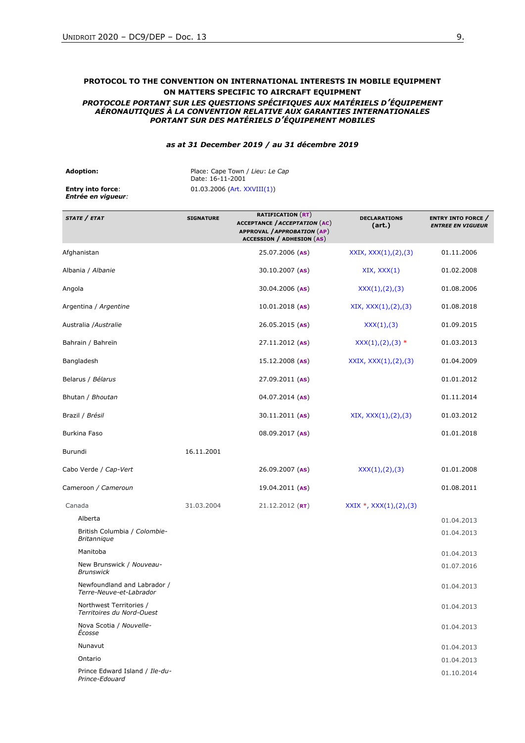**PROTOCOL TO THE CONVENTION ON INTERNATIONAL INTERESTS IN MOBILE EQUIPMENT ON MATTERS SPECIFIC TO AIRCRAFT EQUIPMENT**

***PROTOCOLE PORTANT SUR LES QUESTIONS SPÉCIFIQUES AUX MATÉRIELS D'ÉQUIPEMENT AÉRONAUTIQUES À LA CONVENTION RELATIVE AUX GARANTIES INTERNATIONALES PORTANT SUR DES MATÉRIELS D'ÉQUIPEMENT MOBILES***

***as at 31 December 2019 / au 31 décembre 2019***

**Adoption:** Place: Cape Town / *Lieu*: *Le Cap*
Date: 16-11-2001

**Entry into force**: 01.03.2006 (Art. XXVIII(1))
***Entrée en vigueur***:

| STATE / *ETAT* | SIGNATURE | RATIFICATION (RT) ACCEPTANCE / *ACCEPTATION* (AC) APPROVAL / *APPROBATION* (AP) ACCESSION / ADHESION (AS) | DECLARATIONS (art.) | ENTRY INTO FORCE / *ENTREE EN VIGUEUR* |
|---|---|---|---|---|
| Afghanistan | | 25.07.2006 (AS) | XXIX, XXX(1),(2),(3) | 01.11.2006 |
| Albania / *Albanie* | | 30.10.2007 (AS) | XIX, XXX(1) | 01.02.2008 |
| Angola | | 30.04.2006 (AS) | XXX(1),(2),(3) | 01.08.2006 |
| Argentina / *Argentine* | | 10.01.2018 (AS) | XIX, XXX(1),(2),(3) | 01.08.2018 |
| Australia /*Australie* | | 26.05.2015 (AS) | XXX(1),(3) | 01.09.2015 |
| Bahrain / Bahreïn | | 27.11.2012 (AS) | XXX(1),(2),(3) * | 01.03.2013 |
| Bangladesh | | 15.12.2008 (AS) | XXIX, XXX(1),(2),(3) | 01.04.2009 |
| Belarus / *Bélarus* | | 27.09.2011 (AS) | | 01.01.2012 |
| Bhutan / *Bhoutan* | | 04.07.2014 (AS) | | 01.11.2014 |
| Brazil / *Brésil* | | 30.11.2011 (AS) | XIX, XXX(1),(2),(3) | 01.03.2012 |
| Burkina Faso | | 08.09.2017 (AS) | | 01.01.2018 |
| Burundi | 16.11.2001 | | | |
| Cabo Verde / *Cap-Vert* | | 26.09.2007 (AS) | XXX(1),(2),(3) | 01.01.2008 |
| Cameroon / *Cameroun* | | 19.04.2011 (AS) | | 01.08.2011 |
| Canada | 31.03.2004 | 21.12.2012 (RT) | XXIX *, XXX(1),(2),(3) | |
| Alberta | | | | 01.04.2013 |
| British Columbia / *Colombie-Britannique* | | | | 01.04.2013 |
| Manitoba | | | | 01.04.2013 |
| New Brunswick / *Nouveau-Brunswick* | | | | 01.07.2016 |
| Newfoundland and Labrador / *Terre-Neuve-et-Labrador* | | | | 01.04.2013 |
| Northwest Territories / *Territoires du Nord-Ouest* | | | | 01.04.2013 |
| Nova Scotia / *Nouvelle-Écosse* | | | | 01.04.2013 |
| Nunavut | | | | 01.04.2013 |
| Ontario | | | | 01.04.2013 |
| Prince Edward Island / *Ile-du-Prince-Edouard* | | | | 01.10.2014 |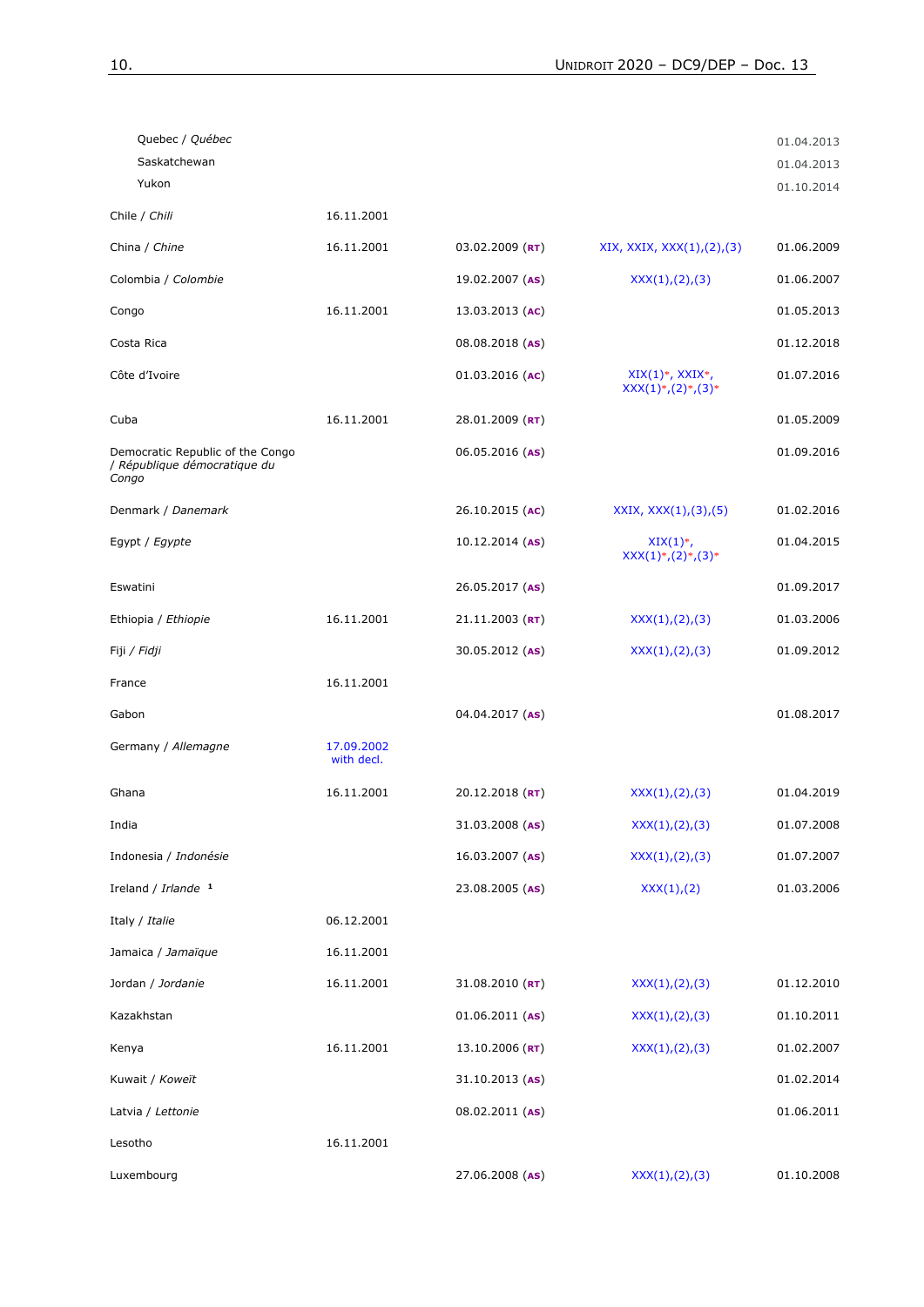| | | | | |
|---|---|---|---|---|
| Quebec / *Québec* | | | | 01.04.2013 |
| Saskatchewan | | | | 01.04.2013 |
| Yukon | | | | 01.10.2014 |
| Chile / *Chili* | 16.11.2001 | | | |
| China / *Chine* | 16.11.2001 | 03.02.2009 (**RT**) | XIX, XXIX, XXX(1),(2),(3) | 01.06.2009 |
| Colombia / *Colombie* | | 19.02.2007 (**AS**) | XXX(1),(2),(3) | 01.06.2007 |
| Congo | 16.11.2001 | 13.03.2013 (**AC**) | | 01.05.2013 |
| Costa Rica | | 08.08.2018 (**AS**) | | 01.12.2018 |
| Côte d'Ivoire | | 01.03.2016 (**AC**) | XIX(1)*, XXIX*, XXX(1)*,(2)*,(3)* | 01.07.2016 |
| Cuba | 16.11.2001 | 28.01.2009 (**RT**) | | 01.05.2009 |
| Democratic Republic of the Congo / *République démocratique du Congo* | | 06.05.2016 (**AS**) | | 01.09.2016 |
| Denmark / *Danemark* | | 26.10.2015 (**AC**) | XXIX, XXX(1),(3),(5) | 01.02.2016 |
| Egypt / *Egypte* | | 10.12.2014 (**AS**) | XIX(1)*, XXX(1)*,(2)*,(3)* | 01.04.2015 |
| Eswatini | | 26.05.2017 (**AS**) | | 01.09.2017 |
| Ethiopia / *Ethiopie* | 16.11.2001 | 21.11.2003 (**RT**) | XXX(1),(2),(3) | 01.03.2006 |
| Fiji / *Fidji* | | 30.05.2012 (**AS**) | XXX(1),(2),(3) | 01.09.2012 |
| France | 16.11.2001 | | | |
| Gabon | | 04.04.2017 (**AS**) | | 01.08.2017 |
| Germany / *Allemagne* | 17.09.2002 with decl. | | | |
| Ghana | 16.11.2001 | 20.12.2018 (**RT**) | XXX(1),(2),(3) | 01.04.2019 |
| India | | 31.03.2008 (**AS**) | XXX(1),(2),(3) | 01.07.2008 |
| Indonesia / *Indonésie* | | 16.03.2007 (**AS**) | XXX(1),(2),(3) | 01.07.2007 |
| Ireland / *Irlande* [1] | | 23.08.2005 (**AS**) | XXX(1),(2) | 01.03.2006 |
| Italy / *Italie* | 06.12.2001 | | | |
| Jamaica / *Jamaïque* | 16.11.2001 | | | |
| Jordan / *Jordanie* | 16.11.2001 | 31.08.2010 (**RT**) | XXX(1),(2),(3) | 01.12.2010 |
| Kazakhstan | | 01.06.2011 (**AS**) | XXX(1),(2),(3) | 01.10.2011 |
| Kenya | 16.11.2001 | 13.10.2006 (**RT**) | XXX(1),(2),(3) | 01.02.2007 |
| Kuwait / *Koweït* | | 31.10.2013 (**AS**) | | 01.02.2014 |
| Latvia / *Lettonie* | | 08.02.2011 (**AS**) | | 01.06.2011 |
| Lesotho | 16.11.2001 | | | |
| Luxembourg | | 27.06.2008 (**AS**) | XXX(1),(2),(3) | 01.10.2008 |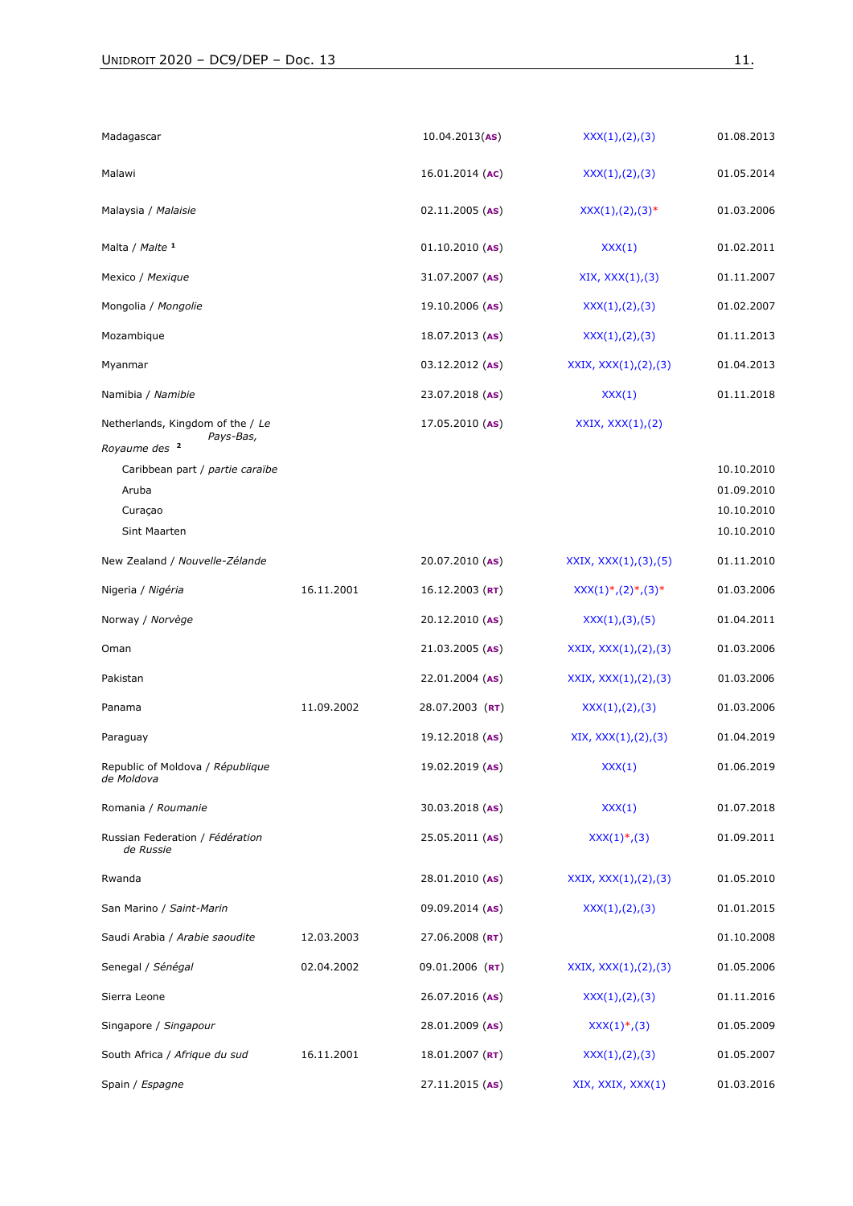| | | | | |
|---|---|---|---|---|
| Madagascar | | 10.04.2013(AS) | XXX(1),(2),(3) | 01.08.2013 |
| Malawi | | 16.01.2014 (AC) | XXX(1),(2),(3) | 01.05.2014 |
| Malaysia / *Malaisie* | | 02.11.2005 (AS) | XXX(1),(2),(3)* | 01.03.2006 |
| Malta / *Malte* [1] | | 01.10.2010 (AS) | XXX(1) | 01.02.2011 |
| Mexico / *Mexique* | | 31.07.2007 (AS) | XIX, XXX(1),(3) | 01.11.2007 |
| Mongolia / *Mongolie* | | 19.10.2006 (AS) | XXX(1),(2),(3) | 01.02.2007 |
| Mozambique | | 18.07.2013 (AS) | XXX(1),(2),(3) | 01.11.2013 |
| Myanmar | | 03.12.2012 (AS) | XXIX, XXX(1),(2),(3) | 01.04.2013 |
| Namibia / *Namibie* | | 23.07.2018 (AS) | XXX(1) | 01.11.2018 |
| Netherlands, Kingdom of the / *Le Pays-Bas, Royaume des* [2] | | 17.05.2010 (AS) | XXIX, XXX(1),(2) | |
| Caribbean part / *partie caraïbe* | | | | 10.10.2010 |
| Aruba | | | | 01.09.2010 |
| Curaçao | | | | 10.10.2010 |
| Sint Maarten | | | | 10.10.2010 |
| New Zealand / *Nouvelle-Zélande* | | 20.07.2010 (AS) | XXIX, XXX(1),(3),(5) | 01.11.2010 |
| Nigeria / *Nigéria* | 16.11.2001 | 16.12.2003 (RT) | XXX(1)*,(2)*,(3)* | 01.03.2006 |
| Norway / *Norvège* | | 20.12.2010 (AS) | XXX(1),(3),(5) | 01.04.2011 |
| Oman | | 21.03.2005 (AS) | XXIX, XXX(1),(2),(3) | 01.03.2006 |
| Pakistan | | 22.01.2004 (AS) | XXIX, XXX(1),(2),(3) | 01.03.2006 |
| Panama | 11.09.2002 | 28.07.2003 (RT) | XXX(1),(2),(3) | 01.03.2006 |
| Paraguay | | 19.12.2018 (AS) | XIX, XXX(1),(2),(3) | 01.04.2019 |
| Republic of Moldova / *République de Moldova* | | 19.02.2019 (AS) | XXX(1) | 01.06.2019 |
| Romania / *Roumanie* | | 30.03.2018 (AS) | XXX(1) | 01.07.2018 |
| Russian Federation / *Fédération de Russie* | | 25.05.2011 (AS) | XXX(1)*,(3) | 01.09.2011 |
| Rwanda | | 28.01.2010 (AS) | XXIX, XXX(1),(2),(3) | 01.05.2010 |
| San Marino / *Saint-Marin* | | 09.09.2014 (AS) | XXX(1),(2),(3) | 01.01.2015 |
| Saudi Arabia / *Arabie saoudite* | 12.03.2003 | 27.06.2008 (RT) | | 01.10.2008 |
| Senegal / *Sénégal* | 02.04.2002 | 09.01.2006 (RT) | XXIX, XXX(1),(2),(3) | 01.05.2006 |
| Sierra Leone | | 26.07.2016 (AS) | XXX(1),(2),(3) | 01.11.2016 |
| Singapore / *Singapour* | | 28.01.2009 (AS) | XXX(1)*,(3) | 01.05.2009 |
| South Africa / *Afrique du sud* | 16.11.2001 | 18.01.2007 (RT) | XXX(1),(2),(3) | 01.05.2007 |
| Spain / *Espagne* | | 27.11.2015 (AS) | XIX, XXIX, XXX(1) | 01.03.2016 |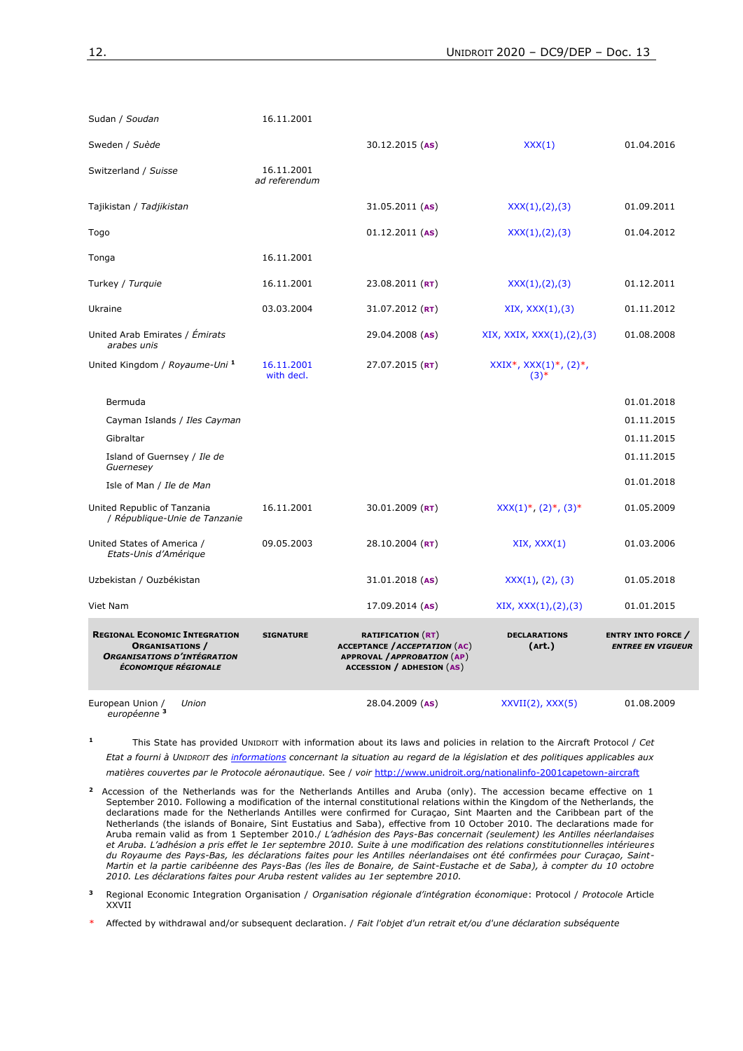| | | | | |
|---|---|---|---|---|
| Sudan / *Soudan* | 16.11.2001 | | | |
| Sweden / *Suède* | | 30.12.2015 (AS) | XXX(1) | 01.04.2016 |
| Switzerland / *Suisse* | 16.11.2001 *ad referendum* | | | |
| Tajikistan / *Tadjikistan* | | 31.05.2011 (AS) | XXX(1),(2),(3) | 01.09.2011 |
| Togo | | 01.12.2011 (AS) | XXX(1),(2),(3) | 01.04.2012 |
| Tonga | 16.11.2001 | | | |
| Turkey / *Turquie* | 16.11.2001 | 23.08.2011 (RT) | XXX(1),(2),(3) | 01.12.2011 |
| Ukraine | 03.03.2004 | 31.07.2012 (RT) | XIX, XXX(1),(3) | 01.11.2012 |
| United Arab Emirates / *Émirats arabes unis* | | 29.04.2008 (AS) | XIX, XXIX, XXX(1),(2),(3) | 01.08.2008 |
| United Kingdom / *Royaume-Uni* [1] | 16.11.2001 with decl. | 27.07.2015 (RT) | XXIX*, XXX(1)*, (2)*, (3)* | |
| Bermuda | | | | 01.01.2018 |
| Cayman Islands / *Iles Cayman* | | | | 01.11.2015 |
| Gibraltar | | | | 01.11.2015 |
| Island of Guernsey / *Ile de Guernesey* | | | | 01.11.2015 |
| Isle of Man / *Ile de Man* | | | | 01.01.2018 |
| United Republic of Tanzania / *République-Unie de Tanzanie* | 16.11.2001 | 30.01.2009 (RT) | XXX(1)*, (2)*, (3)* | 01.05.2009 |
| United States of America / *Etats-Unis d'Amérique* | 09.05.2003 | 28.10.2004 (RT) | XIX, XXX(1) | 01.03.2006 |
| Uzbekistan / *Ouzbékistan* | | 31.01.2018 (AS) | XXX(1), (2), (3) | 01.05.2018 |
| Viet Nam | | 17.09.2014 (AS) | XIX, XXX(1),(2),(3) | 01.01.2015 |

| **Regional Economic Integration Organisations / *Organisations d'intégration économique régionale*** | **Signature** | **Ratification (RT) Acceptance / *Acceptation* (AC) Approval / *Approbation* (AP) Accession / Adhesion (AS)** | **Declarations (Art.)** | **Entry into force / *Entree en vigueur*** |
|---|---|---|---|---|
| European Union / *Union européenne* [3] | | 28.04.2009 (AS) | XXVII(2), XXX(5) | 01.08.2009 |

[1] This State has provided UNIDROIT with information about its laws and policies in relation to the Aircraft Protocol / *Cet Etat a fourni à UNIDROIT des informations concernant la situation au regard de la législation et des politiques applicables aux matières couvertes par le Protocole aéronautique.* See / *voir* http://www.unidroit.org/nationalinfo-2001capetown-aircraft

[2] Accession of the Netherlands was for the Netherlands Antilles and Aruba (only). The accession became effective on 1 September 2010. Following a modification of the internal constitutional relations within the Kingdom of the Netherlands, the declarations made for the Netherlands Antilles were confirmed for Curaçao, Sint Maarten and the Caribbean part of the Netherlands (the islands of Bonaire, Sint Eustatius and Saba), effective from 10 October 2010. The declarations made for Aruba remain valid as from 1 September 2010./ *L'adhésion des Pays-Bas concernait (seulement) les Antilles néerlandaises et Aruba. L'adhésion a pris effet le 1er septembre 2010. Suite à une modification des relations constitutionnelles intérieures du Royaume des Pays-Bas, les déclarations faites pour les Antilles néerlandaises ont été confirmées pour Curaçao, Saint-Martin et la partie caribéenne des Pays-Bas (les îles de Bonaire, de Saint-Eustache et de Saba), à compter du 10 octobre 2010. Les déclarations faites pour Aruba restent valides au 1er septembre 2010.*

[3] Regional Economic Integration Organisation / *Organisation régionale d'intégration économique*: Protocol / *Protocole* Article XXVII

\* Affected by withdrawal and/or subsequent declaration. / *Fait l'objet d'un retrait et/ou d'une déclaration subséquente*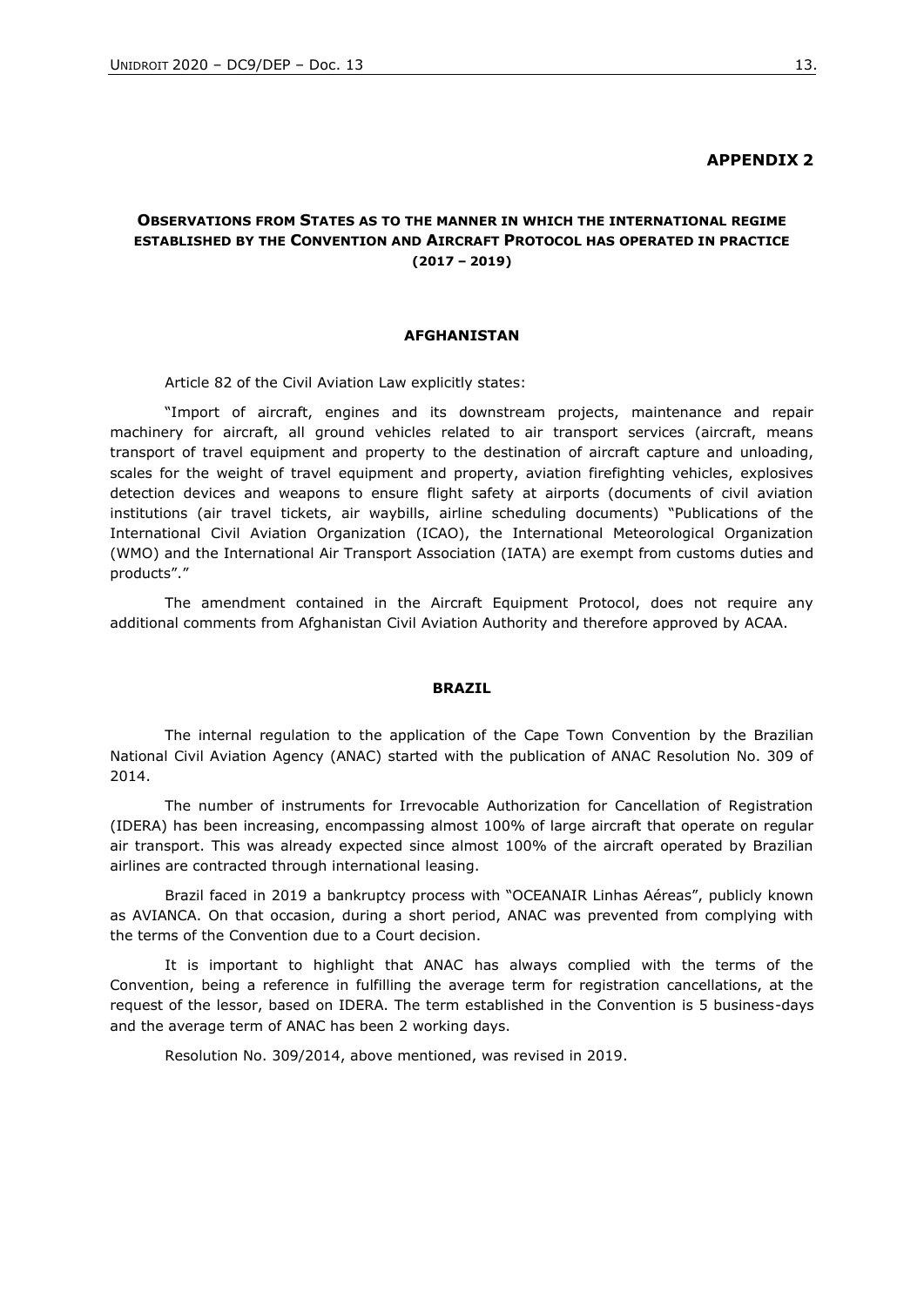## APPENDIX 2

### OBSERVATIONS FROM STATES AS TO THE MANNER IN WHICH THE INTERNATIONAL REGIME ESTABLISHED BY THE CONVENTION AND AIRCRAFT PROTOCOL HAS OPERATED IN PRACTICE (2017 – 2019)

#### AFGHANISTAN

Article 82 of the Civil Aviation Law explicitly states:

"Import of aircraft, engines and its downstream projects, maintenance and repair machinery for aircraft, all ground vehicles related to air transport services (aircraft, means transport of travel equipment and property to the destination of aircraft capture and unloading, scales for the weight of travel equipment and property, aviation firefighting vehicles, explosives detection devices and weapons to ensure flight safety at airports (documents of civil aviation institutions (air travel tickets, air waybills, airline scheduling documents) "Publications of the International Civil Aviation Organization (ICAO), the International Meteorological Organization (WMO) and the International Air Transport Association (IATA) are exempt from customs duties and products"."

The amendment contained in the Aircraft Equipment Protocol, does not require any additional comments from Afghanistan Civil Aviation Authority and therefore approved by ACAA.

#### BRAZIL

The internal regulation to the application of the Cape Town Convention by the Brazilian National Civil Aviation Agency (ANAC) started with the publication of ANAC Resolution No. 309 of 2014.

The number of instruments for Irrevocable Authorization for Cancellation of Registration (IDERA) has been increasing, encompassing almost 100% of large aircraft that operate on regular air transport. This was already expected since almost 100% of the aircraft operated by Brazilian airlines are contracted through international leasing.

Brazil faced in 2019 a bankruptcy process with "OCEANAIR Linhas Aéreas", publicly known as AVIANCA. On that occasion, during a short period, ANAC was prevented from complying with the terms of the Convention due to a Court decision.

It is important to highlight that ANAC has always complied with the terms of the Convention, being a reference in fulfilling the average term for registration cancellations, at the request of the lessor, based on IDERA. The term established in the Convention is 5 business-days and the average term of ANAC has been 2 working days.

Resolution No. 309/2014, above mentioned, was revised in 2019.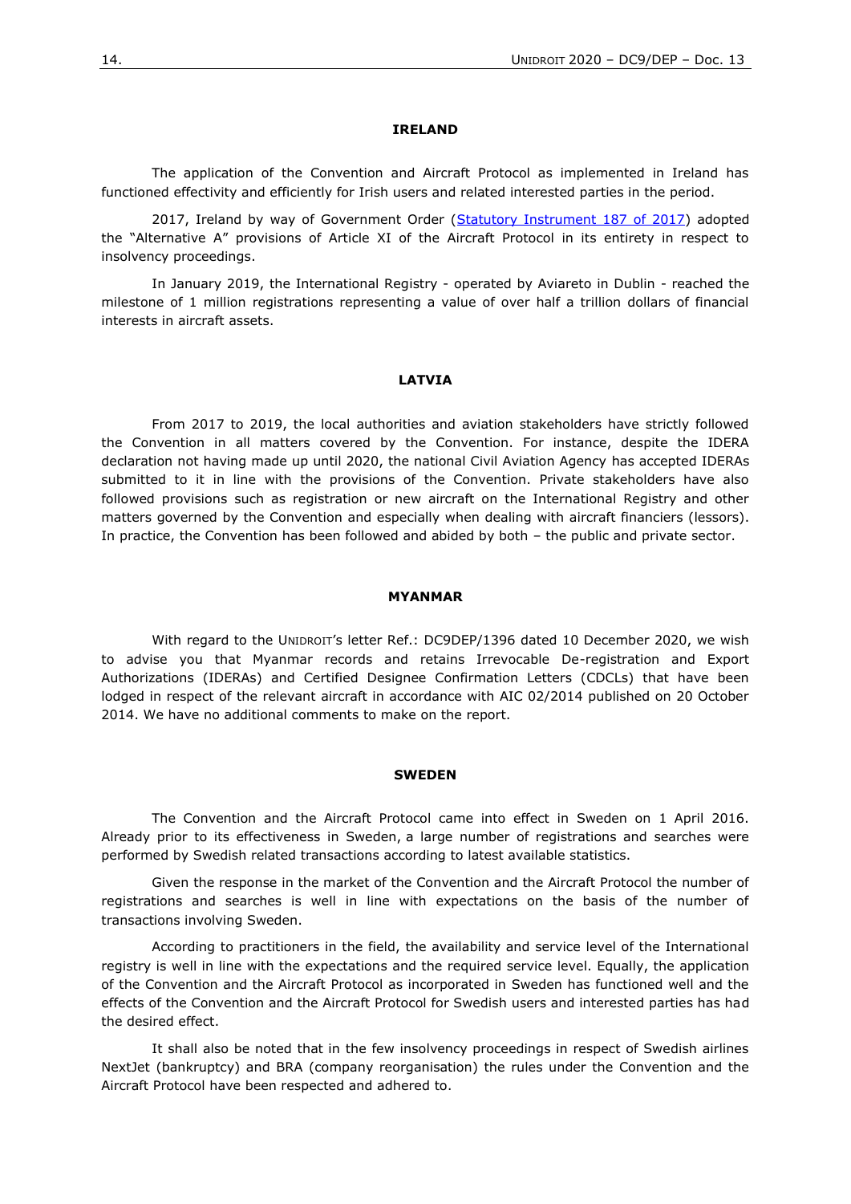## IRELAND

The application of the Convention and Aircraft Protocol as implemented in Ireland has functioned effectivity and efficiently for Irish users and related interested parties in the period.

2017, Ireland by way of Government Order (Statutory Instrument 187 of 2017) adopted the "Alternative A" provisions of Article XI of the Aircraft Protocol in its entirety in respect to insolvency proceedings.

In January 2019, the International Registry - operated by Aviareto in Dublin - reached the milestone of 1 million registrations representing a value of over half a trillion dollars of financial interests in aircraft assets.

## LATVIA

From 2017 to 2019, the local authorities and aviation stakeholders have strictly followed the Convention in all matters covered by the Convention. For instance, despite the IDERA declaration not having made up until 2020, the national Civil Aviation Agency has accepted IDERAs submitted to it in line with the provisions of the Convention. Private stakeholders have also followed provisions such as registration or new aircraft on the International Registry and other matters governed by the Convention and especially when dealing with aircraft financiers (lessors). In practice, the Convention has been followed and abided by both – the public and private sector.

## MYANMAR

With regard to the UNIDROIT's letter Ref.: DC9DEP/1396 dated 10 December 2020, we wish to advise you that Myanmar records and retains Irrevocable De-registration and Export Authorizations (IDERAs) and Certified Designee Confirmation Letters (CDCLs) that have been lodged in respect of the relevant aircraft in accordance with AIC 02/2014 published on 20 October 2014. We have no additional comments to make on the report.

## SWEDEN

The Convention and the Aircraft Protocol came into effect in Sweden on 1 April 2016. Already prior to its effectiveness in Sweden, a large number of registrations and searches were performed by Swedish related transactions according to latest available statistics.

Given the response in the market of the Convention and the Aircraft Protocol the number of registrations and searches is well in line with expectations on the basis of the number of transactions involving Sweden.

According to practitioners in the field, the availability and service level of the International registry is well in line with the expectations and the required service level. Equally, the application of the Convention and the Aircraft Protocol as incorporated in Sweden has functioned well and the effects of the Convention and the Aircraft Protocol for Swedish users and interested parties has had the desired effect.

It shall also be noted that in the few insolvency proceedings in respect of Swedish airlines NextJet (bankruptcy) and BRA (company reorganisation) the rules under the Convention and the Aircraft Protocol have been respected and adhered to.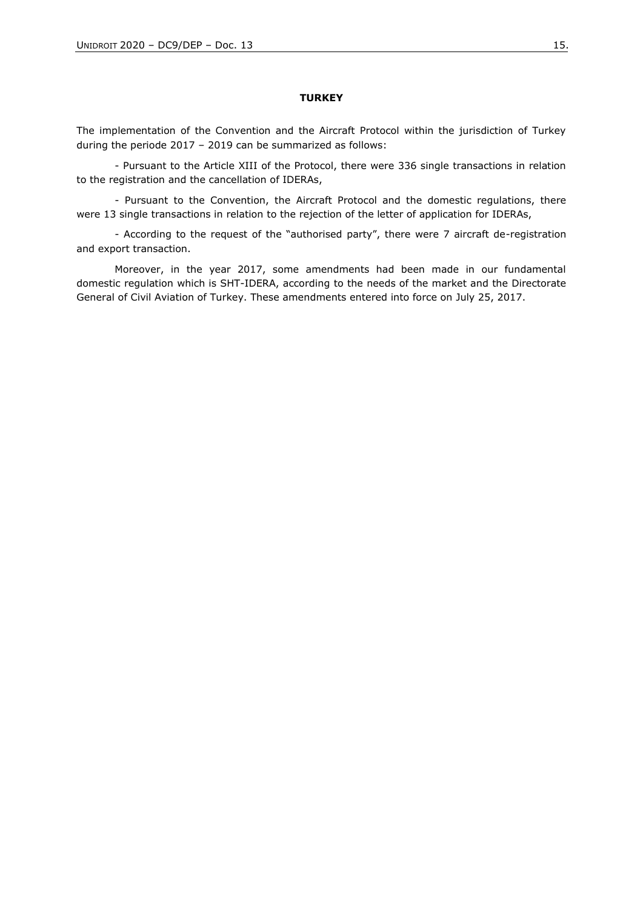**TURKEY**

The implementation of the Convention and the Aircraft Protocol within the jurisdiction of Turkey during the periode 2017 – 2019 can be summarized as follows:

- Pursuant to the Article XIII of the Protocol, there were 336 single transactions in relation to the registration and the cancellation of IDERAs,

- Pursuant to the Convention, the Aircraft Protocol and the domestic regulations, there were 13 single transactions in relation to the rejection of the letter of application for IDERAs,

- According to the request of the "authorised party", there were 7 aircraft de-registration and export transaction.

Moreover, in the year 2017, some amendments had been made in our fundamental domestic regulation which is SHT-IDERA, according to the needs of the market and the Directorate General of Civil Aviation of Turkey. These amendments entered into force on July 25, 2017.